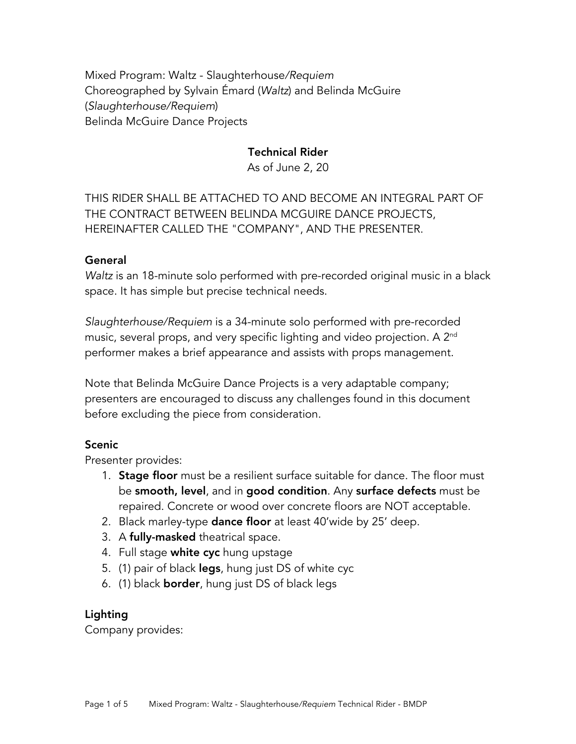Mixed Program: Waltz - Slaughterhouse*/Requiem*
Choreographed by Sylvain Émard (*Waltz*) and Belinda McGuire (*Slaughterhouse/Requiem*)
Belinda McGuire Dance Projects

**Technical Rider**
As of June 2, 20

THIS RIDER SHALL BE ATTACHED TO AND BECOME AN INTEGRAL PART OF THE CONTRACT BETWEEN BELINDA MCGUIRE DANCE PROJECTS, HEREINAFTER CALLED THE "COMPANY", AND THE PRESENTER.

**General**

*Waltz* is an 18-minute solo performed with pre-recorded original music in a black space. It has simple but precise technical needs.

*Slaughterhouse/Requiem* is a 34-minute solo performed with pre-recorded music, several props, and very specific lighting and video projection. A 2nd performer makes a brief appearance and assists with props management.

Note that Belinda McGuire Dance Projects is a very adaptable company; presenters are encouraged to discuss any challenges found in this document before excluding the piece from consideration.

**Scenic**

Presenter provides:

1. **Stage floor** must be a resilient surface suitable for dance. The floor must be **smooth, level**, and in **good condition**. Any **surface defects** must be repaired. Concrete or wood over concrete floors are NOT acceptable.
2. Black marley-type **dance floor** at least 40'wide by 25' deep.
3. A **fully-masked** theatrical space.
4. Full stage **white cyc** hung upstage
5. (1) pair of black **legs**, hung just DS of white cyc
6. (1) black **border**, hung just DS of black legs

**Lighting**

Company provides: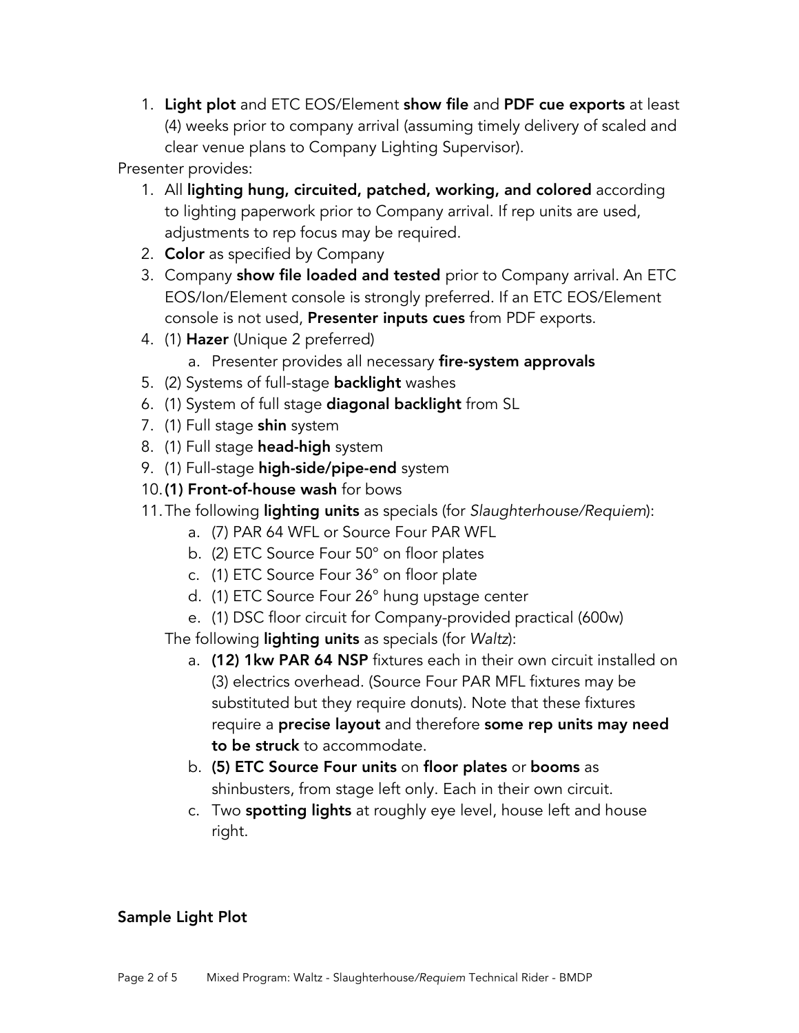1. **Light plot** and ETC EOS/Element **show file** and **PDF cue exports** at least (4) weeks prior to company arrival (assuming timely delivery of scaled and clear venue plans to Company Lighting Supervisor).

Presenter provides:

1. All **lighting hung, circuited, patched, working, and colored** according to lighting paperwork prior to Company arrival. If rep units are used, adjustments to rep focus may be required.
2. **Color** as specified by Company
3. Company **show file loaded and tested** prior to Company arrival. An ETC EOS/Ion/Element console is strongly preferred. If an ETC EOS/Element console is not used, **Presenter inputs cues** from PDF exports.
4. (1) **Hazer** (Unique 2 preferred)
    a. Presenter provides all necessary **fire-system approvals**
5. (2) Systems of full-stage **backlight** washes
6. (1) System of full stage **diagonal backlight** from SL
7. (1) Full stage **shin** system
8. (1) Full stage **head-high** system
9. (1) Full-stage **high-side/pipe-end** system
10. **(1) Front-of-house wash** for bows
11. The following **lighting units** as specials (for *Slaughterhouse/Requiem*):
    a. (7) PAR 64 WFL or Source Four PAR WFL
    b. (2) ETC Source Four 50° on floor plates
    c. (1) ETC Source Four 36° on floor plate
    d. (1) ETC Source Four 26° hung upstage center
    e. (1) DSC floor circuit for Company-provided practical (600w)

    The following **lighting units** as specials (for *Waltz*):
    a. **(12) 1kw PAR 64 NSP** fixtures each in their own circuit installed on (3) electrics overhead. (Source Four PAR MFL fixtures may be substituted but they require donuts). Note that these fixtures require a **precise layout** and therefore **some rep units may need to be struck** to accommodate.
    b. **(5) ETC Source Four units** on **floor plates** or **booms** as shinbusters, from stage left only. Each in their own circuit.
    c. Two **spotting lights** at roughly eye level, house left and house right.

### Sample Light Plot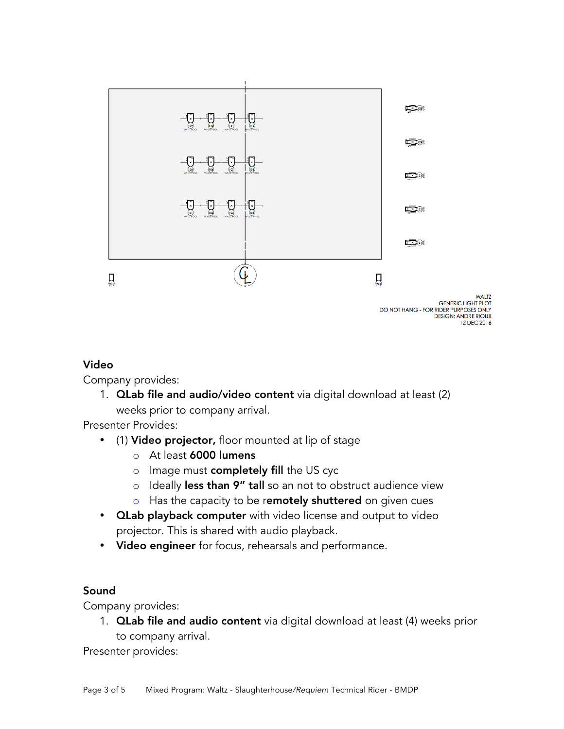WALTZ
GENERIC LIGHT PLOT
DO NOT HANG - FOR RIDER PURPOSES ONLY
DESIGN: ANDRE RIOUX
12 DEC 2016

### Video

Company provides:

1. **QLab file and audio/video content** via digital download at least (2) weeks prior to company arrival.

Presenter Provides:

- (1) **Video projector,** floor mounted at lip of stage
  - At least **6000 lumens**
  - Image must **completely fill** the US cyc
  - Ideally **less than 9" tall** so an not to obstruct audience view
  - Has the capacity to be r**emotely shuttered** on given cues
- **QLab playback computer** with video license and output to video projector. This is shared with audio playback.
- **Video engineer** for focus, rehearsals and performance.

### Sound

Company provides:

1. **QLab file and audio content** via digital download at least (4) weeks prior to company arrival.

Presenter provides: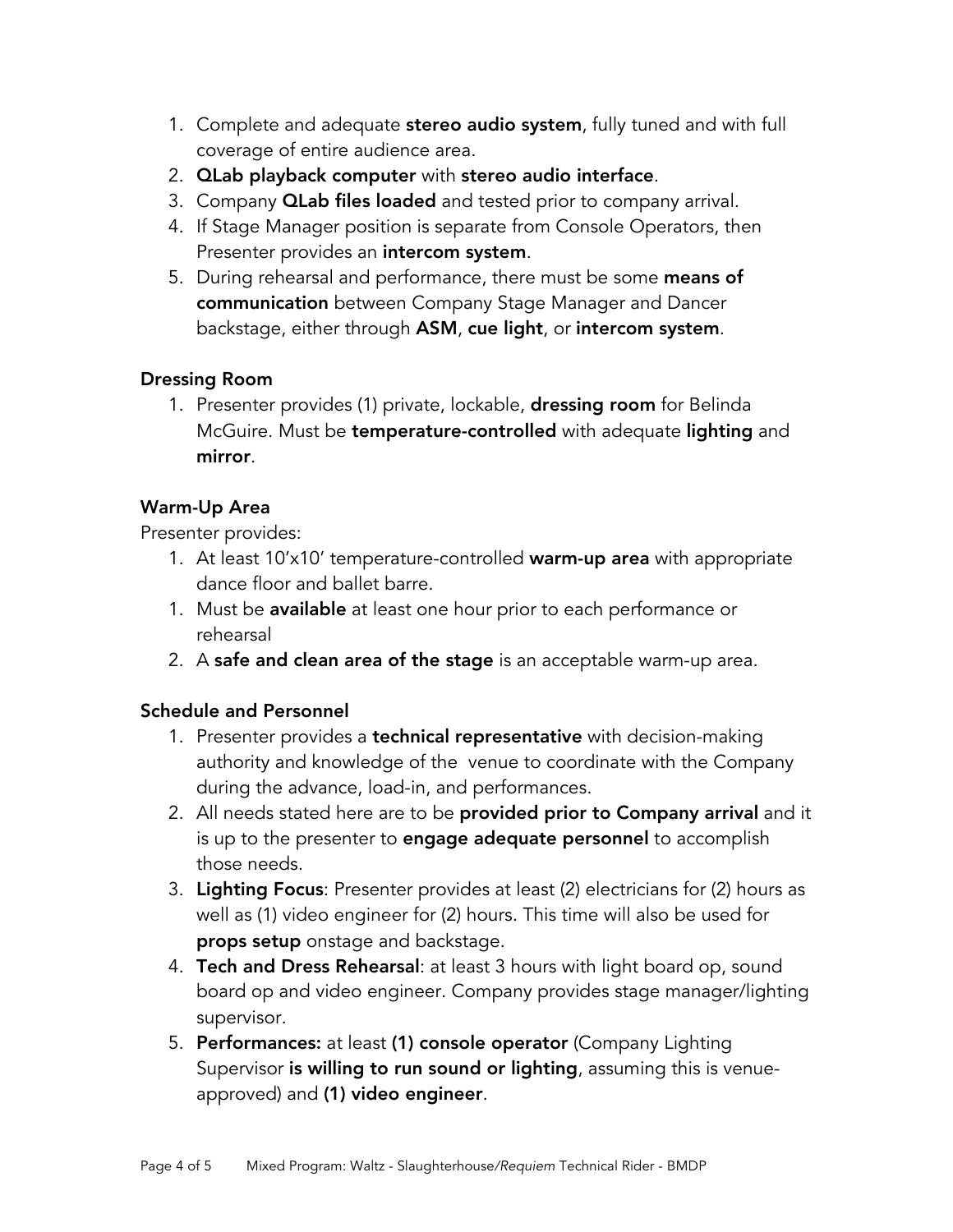1. Complete and adequate **stereo audio system**, fully tuned and with full coverage of entire audience area.
2. **QLab playback computer** with **stereo audio interface**.
3. Company **QLab files loaded** and tested prior to company arrival.
4. If Stage Manager position is separate from Console Operators, then Presenter provides an **intercom system**.
5. During rehearsal and performance, there must be some **means of communication** between Company Stage Manager and Dancer backstage, either through **ASM**, **cue light**, or **intercom system**.

### Dressing Room

1. Presenter provides (1) private, lockable, **dressing room** for Belinda McGuire. Must be **temperature-controlled** with adequate **lighting** and **mirror**.

### Warm-Up Area

Presenter provides:

1. At least 10'x10' temperature-controlled **warm-up area** with appropriate dance floor and ballet barre.
1. Must be **available** at least one hour prior to each performance or rehearsal
2. A **safe and clean area of the stage** is an acceptable warm-up area.

### Schedule and Personnel

1. Presenter provides a **technical representative** with decision-making authority and knowledge of the venue to coordinate with the Company during the advance, load-in, and performances.
2. All needs stated here are to be **provided prior to Company arrival** and it is up to the presenter to **engage adequate personnel** to accomplish those needs.
3. **Lighting Focus**: Presenter provides at least (2) electricians for (2) hours as well as (1) video engineer for (2) hours. This time will also be used for **props setup** onstage and backstage.
4. **Tech and Dress Rehearsal**: at least 3 hours with light board op, sound board op and video engineer. Company provides stage manager/lighting supervisor.
5. **Performances:** at least **(1) console operator** (Company Lighting Supervisor **is willing to run sound or lighting**, assuming this is venue-approved) and **(1) video engineer**.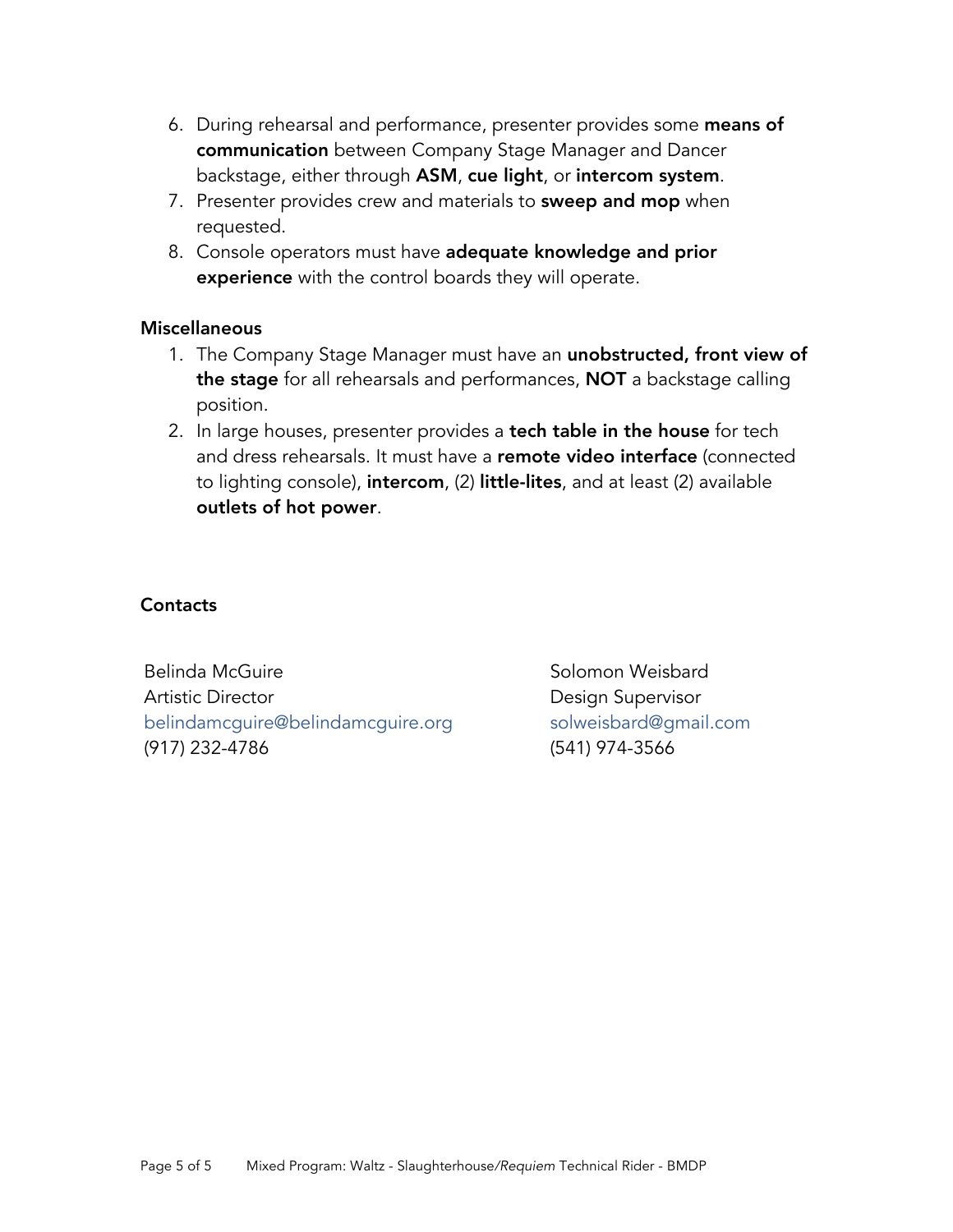6. During rehearsal and performance, presenter provides some **means of communication** between Company Stage Manager and Dancer backstage, either through **ASM**, **cue light**, or **intercom system**.
7. Presenter provides crew and materials to **sweep and mop** when requested.
8. Console operators must have **adequate knowledge and prior experience** with the control boards they will operate.

### Miscellaneous

1. The Company Stage Manager must have an **unobstructed, front view of the stage** for all rehearsals and performances, **NOT** a backstage calling position.
2. In large houses, presenter provides a **tech table in the house** for tech and dress rehearsals. It must have a **remote video interface** (connected to lighting console), **intercom**, (2) **little-lites**, and at least (2) available **outlets of hot power**.

### Contacts

Belinda McGuire
Artistic Director
belindamcguire@belindamcguire.org
(917) 232-4786

Solomon Weisbard
Design Supervisor
solweisbard@gmail.com
(541) 974-3566